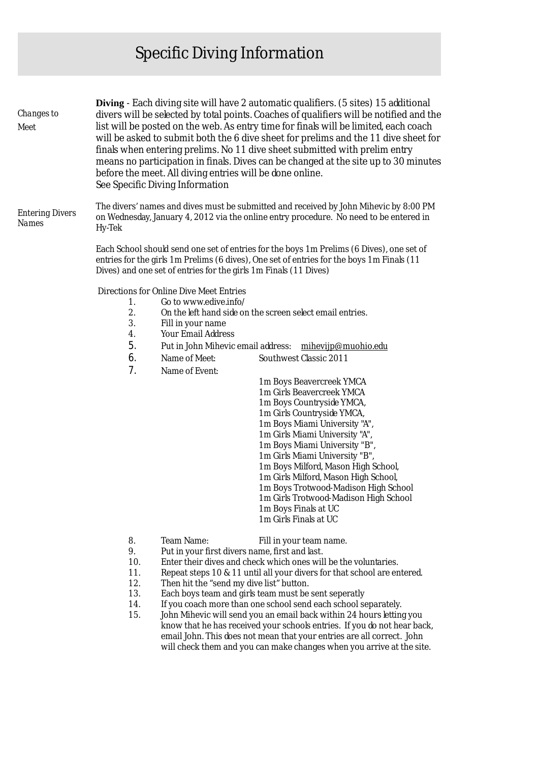# Specific Diving Information

*Changes to Meet*

**Diving** - Each diving site will have 2 automatic qualifiers. (5 sites) 15 additional divers will be selected by total points. Coaches of qualifiers will be notified and the list will be posted on the web. As entry time for finals will be limited, each coach will be asked to submit both the 6 dive sheet for prelims and the 11 dive sheet for finals when entering prelims. No 11 dive sheet submitted with prelim entry means no participation in finals. Dives can be changed at the site up to 30 minutes before the meet. All diving entries will be done online.
See Specific Diving Information

*Entering Divers Names*

The divers' names and dives must be submitted and received by John Mihevic by 8:00 PM on Wednesday, January 4, 2012 via the online entry procedure. No need to be entered in Hy-Tek

Each School should send one set of entries for the boys 1m Prelims (6 Dives), one set of entries for the girls 1m Prelims (6 dives), One set of entries for the boys 1m Finals (11 Dives) and one set of entries for the girls 1m Finals (11 Dives)

Directions for Online Dive Meet Entries

1. Go to www.edive.info/
2. On the left hand side on the screen select email entries.
3. Fill in your name
4. Your Email Address
5. Put in John Mihevic email address: mihevijp@muohio.edu
6. Name of Meet: Southwest Classic 2011
7. Name of Event:
   - 1m Boys Beavercreek YMCA
   - 1m Girls Beavercreek YMCA
   - 1m Boys Countryside YMCA,
   - 1m Girls Countryside YMCA,
   - 1m Boys Miami University "A",
   - 1m Girls Miami University "A",
   - 1m Boys Miami University "B",
   - 1m Girls Miami University "B",
   - 1m Boys Milford, Mason High School,
   - 1m Girls Milford, Mason High School,
   - 1m Boys Trotwood-Madison High School
   - 1m Girls Trotwood-Madison High School
   - 1m Boys Finals at UC
   - 1m Girls Finals at UC
8. Team Name: Fill in your team name.
9. Put in your first divers name, first and last.
10. Enter their dives and check which ones will be the voluntaries.
11. Repeat steps 10 & 11 until all your divers for that school are entered.
12. Then hit the "send my dive list" button.
13. Each boys team and girls team must be sent seperatly
14. If you coach more than one school send each school separately.
15. John Mihevic will send you an email back within 24 hours letting you know that he has received your schools entries. If you do not hear back, email John. This does not mean that your entries are all correct. John will check them and you can make changes when you arrive at the site.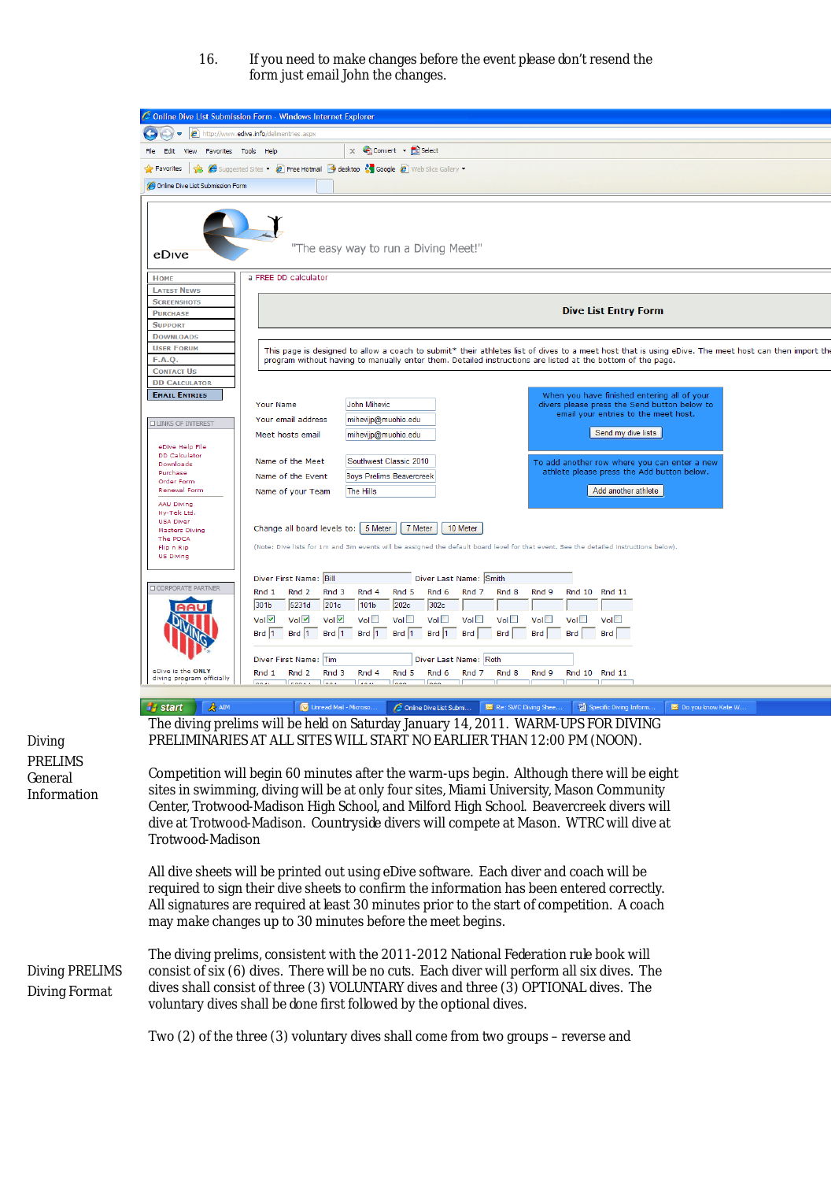16. If you need to make changes before the event please don't resend the form just email John the changes.

Diving PRELIMS General Information

The diving prelims will be held on Saturday January 14, 2011. WARM-UPS FOR DIVING PRELIMINARIES AT ALL SITES WILL START NO EARLIER THAN 12:00 PM (NOON).

Competition will begin 60 minutes after the warm-ups begin. Although there will be eight sites in swimming, diving will be at only four sites, Miami University, Mason Community Center, Trotwood-Madison High School, and Milford High School. Beavercreek divers will dive at Trotwood-Madison. Countryside divers will compete at Mason. WTRC will dive at Trotwood-Madison

All dive sheets will be printed out using eDive software. Each diver and coach will be required to sign their dive sheets to confirm the information has been entered correctly. All signatures are required at least 30 minutes prior to the start of competition. A coach may make changes up to 30 minutes before the meet begins.

Diving PRELIMS Diving Format

The diving prelims, consistent with the 2011-2012 National Federation rule book will consist of six (6) dives. There will be no cuts. Each diver will perform all six dives. The dives shall consist of three (3) VOLUNTARY dives and three (3) OPTIONAL dives. The voluntary dives shall be done first followed by the optional dives.

Two (2) of the three (3) voluntary dives shall come from two groups – reverse and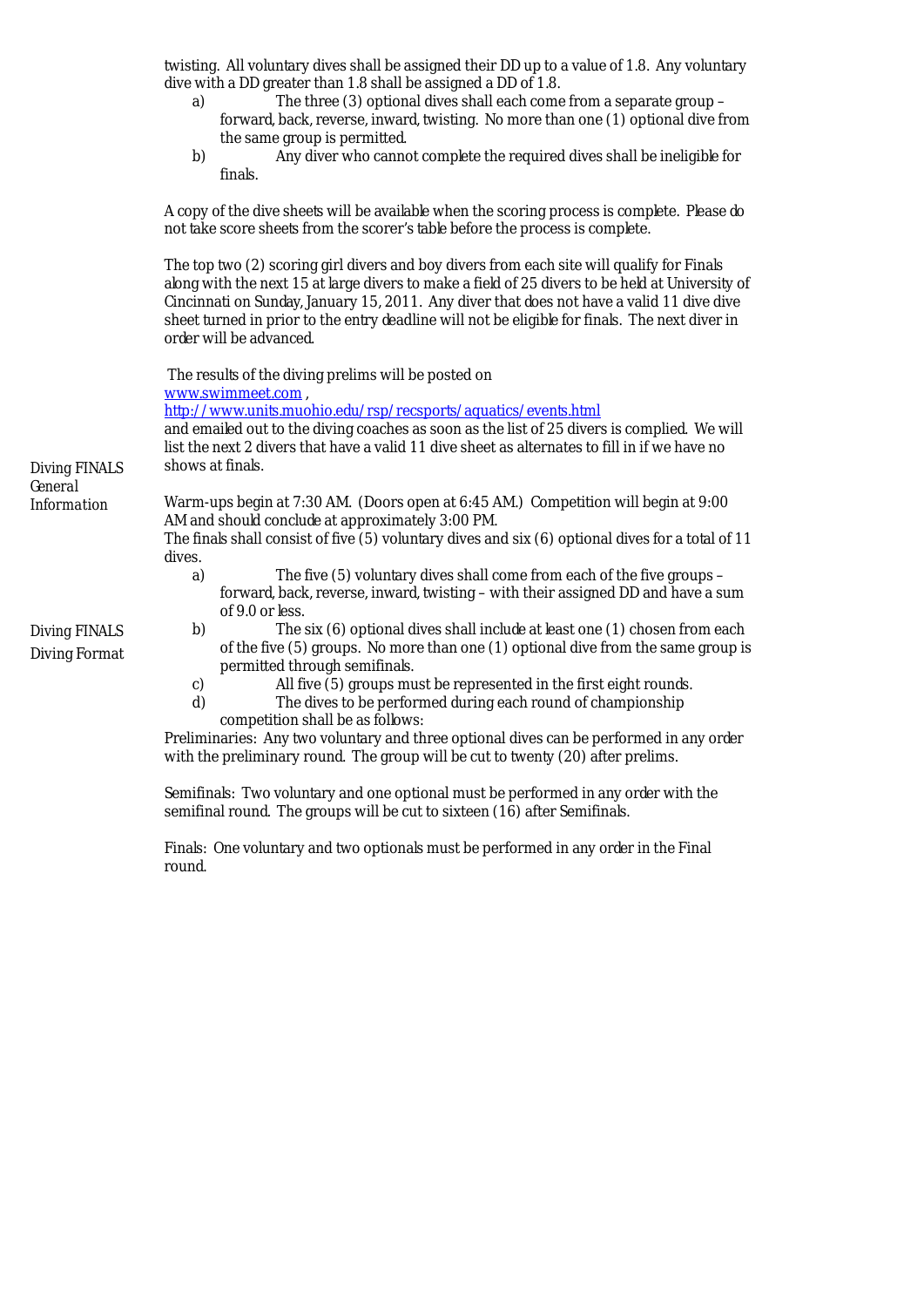twisting. All voluntary dives shall be assigned their DD up to a value of 1.8. Any voluntary dive with a DD greater than 1.8 shall be assigned a DD of 1.8.

a) The three (3) optional dives shall each come from a separate group – forward, back, reverse, inward, twisting. No more than one (1) optional dive from the same group is permitted.
b) Any diver who cannot complete the required dives shall be ineligible for finals.

A copy of the dive sheets will be available when the scoring process is complete. Please do not take score sheets from the scorer's table before the process is complete.

The top two (2) scoring girl divers and boy divers from each site will qualify for Finals along with the next 15 at large divers to make a field of 25 divers to be held at University of Cincinnati on Sunday, January 15, 2011. Any diver that does not have a valid 11 dive dive sheet turned in prior to the entry deadline will not be eligible for finals. The next diver in order will be advanced.

The results of the diving prelims will be posted on
www.swimmeet.com ,
http://www.units.muohio.edu/rsp/recsports/aquatics/events.html
and emailed out to the diving coaches as soon as the list of 25 divers is complied. We will list the next 2 divers that have a valid 11 dive sheet as alternates to fill in if we have no shows at finals.

*Diving FINALS General Information*

Warm-ups begin at 7:30 AM. (Doors open at 6:45 AM.) Competition will begin at 9:00 AM and should conclude at approximately 3:00 PM.
The finals shall consist of five (5) voluntary dives and six (6) optional dives for a total of 11 dives.

*Diving FINALS Diving Format*

a) The five (5) voluntary dives shall come from each of the five groups – forward, back, reverse, inward, twisting – with their assigned DD and have a sum of 9.0 or less.
b) The six (6) optional dives shall include at least one (1) chosen from each of the five (5) groups. No more than one (1) optional dive from the same group is permitted through semifinals.
c) All five (5) groups must be represented in the first eight rounds.
d) The dives to be performed during each round of championship competition shall be as follows:

Preliminaries: Any two voluntary and three optional dives can be performed in any order with the preliminary round. The group will be cut to twenty (20) after prelims.

Semifinals: Two voluntary and one optional must be performed in any order with the semifinal round. The groups will be cut to sixteen (16) after Semifinals.

Finals: One voluntary and two optionals must be performed in any order in the Final round.